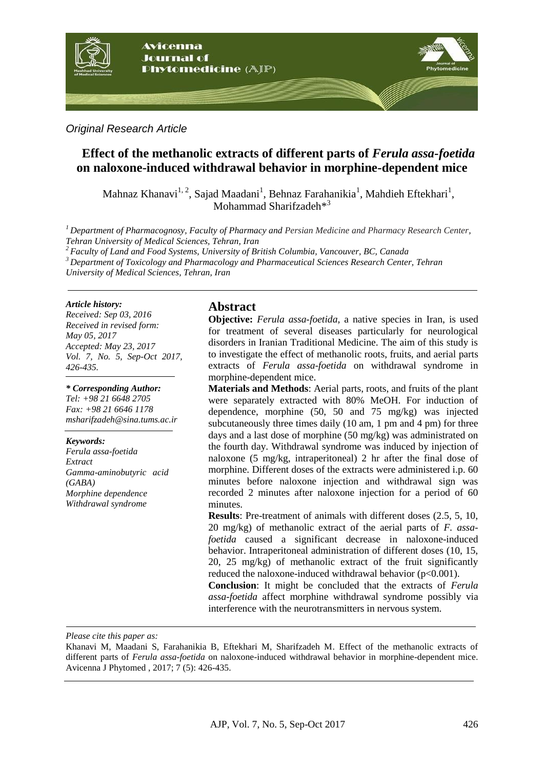*Original Research Article*

# Effect of the methanolic extracts of different parts of *Ferula assa-foetida* on naloxone-induced withdrawal behavior in morphine-dependent mice

Mahnaz Khanavi[1, 2], Sajad Maadani[1], Behnaz Farahanikia[1], Mahdieh Eftekhari[1], Mohammad Sharifzadeh*[3]

[1] *Department of Pharmacognosy, Faculty of Pharmacy and Persian Medicine and Pharmacy Research Center, Tehran University of Medical Sciences, Tehran, Iran*

[2] *Faculty of Land and Food Systems, University of British Columbia, Vancouver, BC, Canada*

[3] *Department of Toxicology and Pharmacology and Pharmaceutical Sciences Research Center, Tehran University of Medical Sciences, Tehran, Iran*

***Article history:***
*Received: Sep 03, 2016*
*Received in revised form: May 05, 2017*
*Accepted: May 23, 2017*
*Vol. 7, No. 5, Sep-Oct 2017, 426-435.*

***\* Corresponding Author:***
*Tel: +98 21 6648 2705*
*Fax: +98 21 6646 1178*
*msharifzadeh@sina.tums.ac.ir*

***Keywords:***
*Ferula assa-foetida*
*Extract*
*Gamma-aminobutyric acid (GABA)*
*Morphine dependence*
*Withdrawal syndrome*

## Abstract

**Objective:** *Ferula assa-foetida,* a native species in Iran, is used for treatment of several diseases particularly for neurological disorders in Iranian Traditional Medicine. The aim of this study is to investigate the effect of methanolic roots, fruits, and aerial parts extracts of *Ferula assa-foetida* on withdrawal syndrome in morphine-dependent mice.

**Materials and Methods**: Aerial parts, roots, and fruits of the plant were separately extracted with 80% MeOH. For induction of dependence, morphine (50, 50 and 75 mg/kg) was injected subcutaneously three times daily (10 am, 1 pm and 4 pm) for three days and a last dose of morphine (50 mg/kg) was administrated on the fourth day. Withdrawal syndrome was induced by injection of naloxone (5 mg/kg, intraperitoneal) 2 hr after the final dose of morphine. Different doses of the extracts were administered i.p. 60 minutes before naloxone injection and withdrawal sign was recorded 2 minutes after naloxone injection for a period of 60 minutes.

**Results**: Pre-treatment of animals with different doses (2.5, 5, 10, 20 mg/kg) of methanolic extract of the aerial parts of *F. assa-foetida* caused a significant decrease in naloxone-induced behavior. Intraperitoneal administration of different doses (10, 15, 20, 25 mg/kg) of methanolic extract of the fruit significantly reduced the naloxone-induced withdrawal behavior ($p<0.001$).

**Conclusion**: It might be concluded that the extracts of *Ferula assa-foetida* affect morphine withdrawal syndrome possibly via interference with the neurotransmitters in nervous system.

*Please cite this paper as:*

Khanavi M, Maadani S, Farahanikia B, Eftekhari M, Sharifzadeh M. Effect of the methanolic extracts of different parts of *Ferula assa-foetida* on naloxone-induced withdrawal behavior in morphine-dependent mice. Avicenna J Phytomed , 2017; 7 (5): 426-435.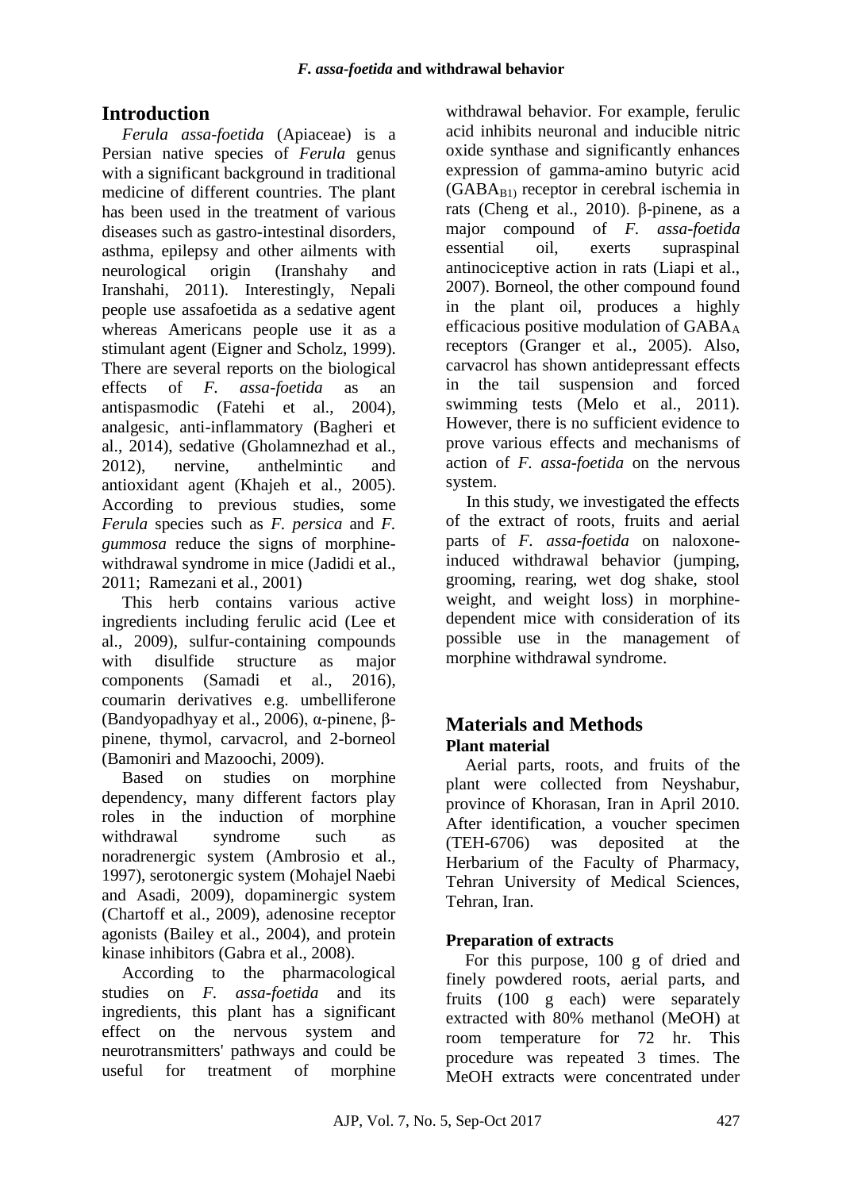## Introduction

*Ferula assa-foetida* (Apiaceae) is a Persian native species of *Ferula* genus with a significant background in traditional medicine of different countries. The plant has been used in the treatment of various diseases such as gastro-intestinal disorders, asthma, epilepsy and other ailments with neurological origin (Iranshahy and Iranshahi, 2011). Interestingly, Nepali people use assafoetida as a sedative agent whereas Americans people use it as a stimulant agent (Eigner and Scholz, 1999). There are several reports on the biological effects of *F. assa-foetida* as an antispasmodic (Fatehi et al., 2004), analgesic, anti-inflammatory (Bagheri et al., 2014), sedative (Gholamnezhad et al., 2012), nervine, anthelmintic and antioxidant agent (Khajeh et al., 2005). According to previous studies, some *Ferula* species such as *F. persica* and *F. gummosa* reduce the signs of morphine-withdrawal syndrome in mice (Jadidi et al., 2011; Ramezani et al., 2001)

This herb contains various active ingredients including ferulic acid (Lee et al., 2009), sulfur-containing compounds with disulfide structure as major components (Samadi et al., 2016), coumarin derivatives e.g. umbelliferone (Bandyopadhyay et al., 2006), α-pinene, β-pinene, thymol, carvacrol, and 2-borneol (Bamoniri and Mazoochi, 2009).

Based on studies on morphine dependency, many different factors play roles in the induction of morphine withdrawal syndrome such as noradrenergic system (Ambrosio et al., 1997), serotonergic system (Mohajel Naebi and Asadi, 2009), dopaminergic system (Chartoff et al., 2009), adenosine receptor agonists (Bailey et al., 2004), and protein kinase inhibitors (Gabra et al., 2008).

According to the pharmacological studies on *F. assa-foetida* and its ingredients, this plant has a significant effect on the nervous system and neurotransmitters' pathways and could be useful for treatment of morphine withdrawal behavior. For example, ferulic acid inhibits neuronal and inducible nitric oxide synthase and significantly enhances expression of gamma-amino butyric acid ($GABA_{B1}$) receptor in cerebral ischemia in rats (Cheng et al., 2010). β-pinene, as a major compound of *F. assa-foetida* essential oil, exerts supraspinal antinociceptive action in rats (Liapi et al., 2007). Borneol, the other compound found in the plant oil, produces a highly efficacious positive modulation of $GABA_A$ receptors (Granger et al., 2005). Also, carvacrol has shown antidepressant effects in the tail suspension and forced swimming tests (Melo et al., 2011). However, there is no sufficient evidence to prove various effects and mechanisms of action of *F. assa-foetida* on the nervous system.

In this study, we investigated the effects of the extract of roots, fruits and aerial parts of *F. assa-foetida* on naloxone-induced withdrawal behavior (jumping, grooming, rearing, wet dog shake, stool weight, and weight loss) in morphine-dependent mice with consideration of its possible use in the management of morphine withdrawal syndrome.

## Materials and Methods

### Plant material

Aerial parts, roots, and fruits of the plant were collected from Neyshabur, province of Khorasan, Iran in April 2010. After identification, a voucher specimen (TEH-6706) was deposited at the Herbarium of the Faculty of Pharmacy, Tehran University of Medical Sciences, Tehran, Iran.

### Preparation of extracts

For this purpose, 100 g of dried and finely powdered roots, aerial parts, and fruits (100 g each) were separately extracted with 80% methanol (MeOH) at room temperature for 72 hr. This procedure was repeated 3 times. The MeOH extracts were concentrated under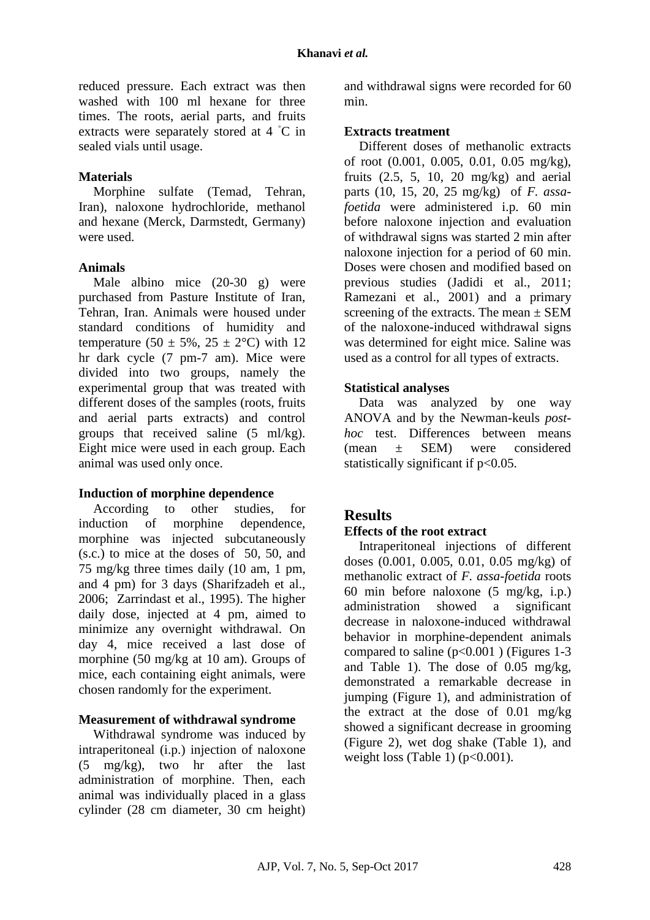reduced pressure. Each extract was then washed with 100 ml hexane for three times. The roots, aerial parts, and fruits extracts were separately stored at 4 °C in sealed vials until usage.

### Materials

Morphine sulfate (Temad, Tehran, Iran), naloxone hydrochloride, methanol and hexane (Merck, Darmstedt, Germany) were used.

### Animals

Male albino mice (20-30 g) were purchased from Pasture Institute of Iran, Tehran, Iran. Animals were housed under standard conditions of humidity and temperature (50 ± 5%, 25 ± 2°C) with 12 hr dark cycle (7 pm-7 am). Mice were divided into two groups, namely the experimental group that was treated with different doses of the samples (roots, fruits and aerial parts extracts) and control groups that received saline (5 ml/kg). Eight mice were used in each group. Each animal was used only once.

### Induction of morphine dependence

According to other studies, for induction of morphine dependence, morphine was injected subcutaneously (s.c.) to mice at the doses of 50, 50, and 75 mg/kg three times daily (10 am, 1 pm, and 4 pm) for 3 days (Sharifzadeh et al., 2006; Zarrindast et al., 1995). The higher daily dose, injected at 4 pm, aimed to minimize any overnight withdrawal. On day 4, mice received a last dose of morphine (50 mg/kg at 10 am). Groups of mice, each containing eight animals, were chosen randomly for the experiment.

### Measurement of withdrawal syndrome

Withdrawal syndrome was induced by intraperitoneal (i.p.) injection of naloxone (5 mg/kg), two hr after the last administration of morphine. Then, each animal was individually placed in a glass cylinder (28 cm diameter, 30 cm height) and withdrawal signs were recorded for 60 min.

### Extracts treatment

Different doses of methanolic extracts of root (0.001, 0.005, 0.01, 0.05 mg/kg), fruits (2.5, 5, 10, 20 mg/kg) and aerial parts (10, 15, 20, 25 mg/kg) of *F. assa-foetida* were administered i.p. 60 min before naloxone injection and evaluation of withdrawal signs was started 2 min after naloxone injection for a period of 60 min. Doses were chosen and modified based on previous studies (Jadidi et al., 2011; Ramezani et al., 2001) and a primary screening of the extracts. The mean ± SEM of the naloxone-induced withdrawal signs was determined for eight mice. Saline was used as a control for all types of extracts.

### Statistical analyses

Data was analyzed by one way ANOVA and by the Newman-keuls *post-hoc* test. Differences between means (mean ± SEM) were considered statistically significant if $p<0.05$.

## Results

### Effects of the root extract

Intraperitoneal injections of different doses (0.001, 0.005, 0.01, 0.05 mg/kg) of methanolic extract of *F. assa-foetida* roots 60 min before naloxone (5 mg/kg, i.p.) administration showed a significant decrease in naloxone-induced withdrawal behavior in morphine-dependent animals compared to saline ($p<0.001$) (Figures 1-3 and Table 1). The dose of 0.05 mg/kg, demonstrated a remarkable decrease in jumping (Figure 1), and administration of the extract at the dose of 0.01 mg/kg showed a significant decrease in grooming (Figure 2), wet dog shake (Table 1), and weight loss (Table 1) ($p<0.001$).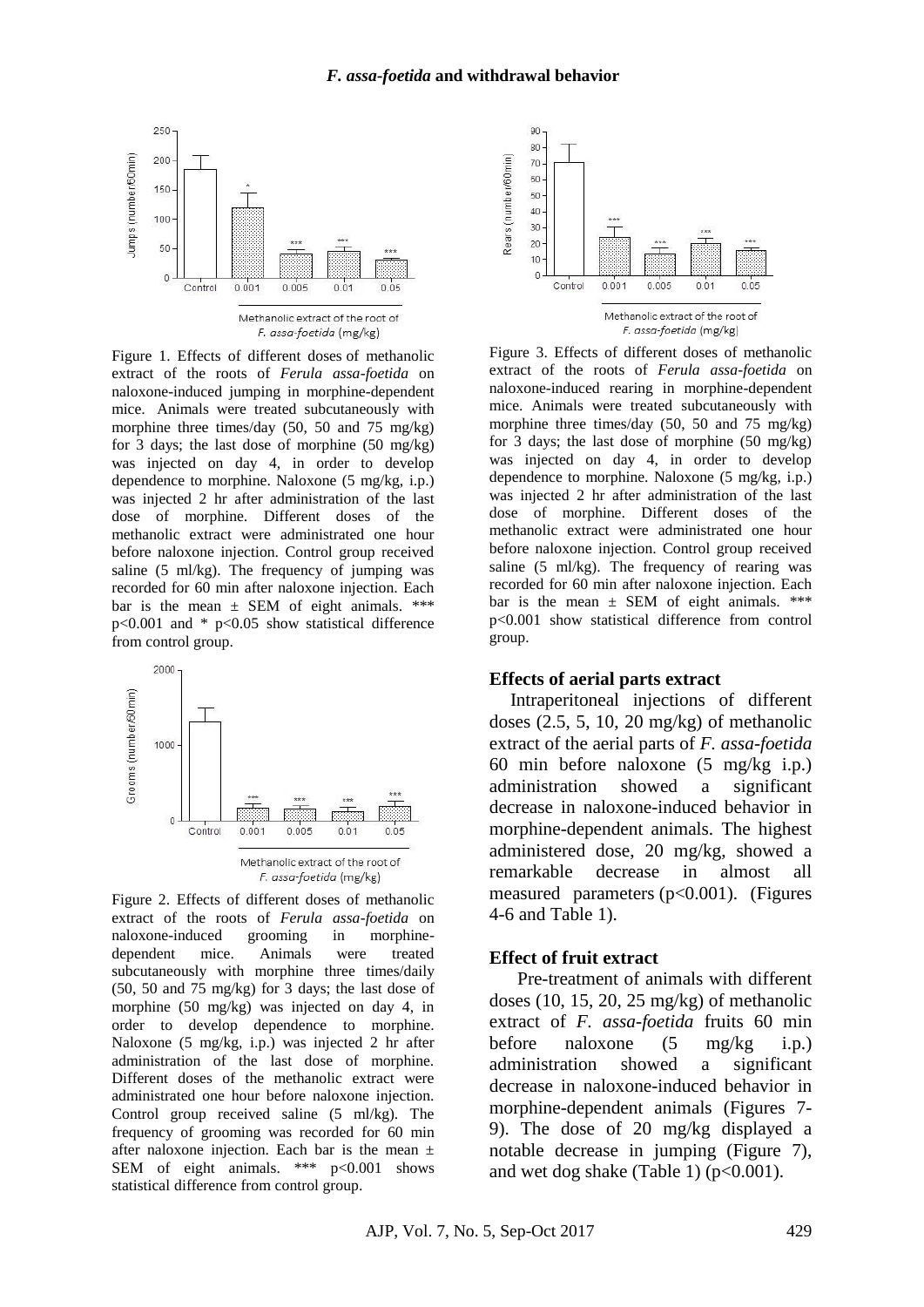Figure 1. Effects of different doses of methanolic extract of the roots of *Ferula assa-foetida* on naloxone-induced jumping in morphine-dependent mice. Animals were treated subcutaneously with morphine three times/day (50, 50 and 75 mg/kg) for 3 days; the last dose of morphine (50 mg/kg) was injected on day 4, in order to develop dependence to morphine. Naloxone (5 mg/kg, i.p.) was injected 2 hr after administration of the last dose of morphine. Different doses of the methanolic extract were administrated one hour before naloxone injection. Control group received saline (5 ml/kg). The frequency of jumping was recorded for 60 min after naloxone injection. Each bar is the mean ± SEM of eight animals. *** $p<0.001$ and * $p<0.05$ show statistical difference from control group.

Figure 2. Effects of different doses of methanolic extract of the roots of *Ferula assa-foetida* on naloxone-induced grooming in morphine-dependent mice. Animals were treated subcutaneously with morphine three times/daily (50, 50 and 75 mg/kg) for 3 days; the last dose of morphine (50 mg/kg) was injected on day 4, in order to develop dependence to morphine. Naloxone (5 mg/kg, i.p.) was injected 2 hr after administration of the last dose of morphine. Different doses of the methanolic extract were administrated one hour before naloxone injection. Control group received saline (5 ml/kg). The frequency of grooming was recorded for 60 min after naloxone injection. Each bar is the mean ± SEM of eight animals. *** $p<0.001$ shows statistical difference from control group.

Figure 3. Effects of different doses of methanolic extract of the roots of *Ferula assa-foetida* on naloxone-induced rearing in morphine-dependent mice. Animals were treated subcutaneously with morphine three times/day (50, 50 and 75 mg/kg) for 3 days; the last dose of morphine (50 mg/kg) was injected on day 4, in order to develop dependence to morphine. Naloxone (5 mg/kg, i.p.) was injected 2 hr after administration of the last dose of morphine. Different doses of the methanolic extract were administrated one hour before naloxone injection. Control group received saline (5 ml/kg). The frequency of rearing was recorded for 60 min after naloxone injection. Each bar is the mean ± SEM of eight animals. *** $p<0.001$ show statistical difference from control group.

### Effects of aerial parts extract

Intraperitoneal injections of different doses (2.5, 5, 10, 20 mg/kg) of methanolic extract of the aerial parts of *F. assa-foetida* 60 min before naloxone (5 mg/kg i.p.) administration showed a significant decrease in naloxone-induced behavior in morphine-dependent animals. The highest administered dose, 20 mg/kg, showed a remarkable decrease in almost all measured parameters ($p<0.001$). (Figures 4-6 and Table 1).

### Effect of fruit extract

Pre-treatment of animals with different doses (10, 15, 20, 25 mg/kg) of methanolic extract of *F. assa-foetida* fruits 60 min before naloxone (5 mg/kg i.p.) administration showed a significant decrease in naloxone-induced behavior in morphine-dependent animals (Figures 7-9). The dose of 20 mg/kg displayed a notable decrease in jumping (Figure 7), and wet dog shake (Table 1) ($p<0.001$).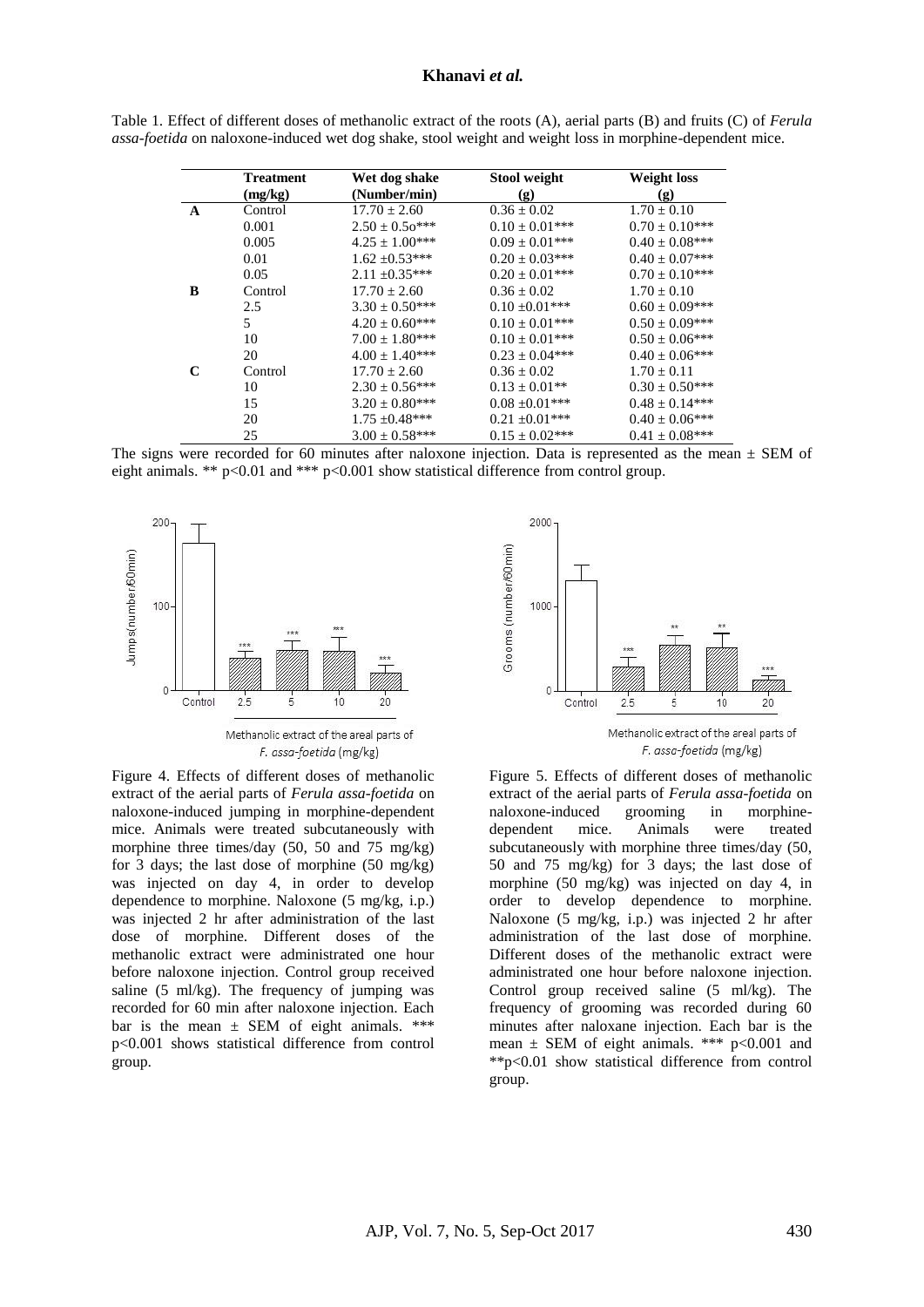Table 1. Effect of different doses of methanolic extract of the roots (A), aerial parts (B) and fruits (C) of *Ferula assa-foetida* on naloxone-induced wet dog shake, stool weight and weight loss in morphine-dependent mice.

| | Treatment (mg/kg) | Wet dog shake (Number/min) | Stool weight (g) | Weight loss (g) |
|---|---|---|---|---|
| **A** | Control | 17.70 ± 2.60 | 0.36 ± 0.02 | 1.70 ± 0.10 |
| | 0.001 | 2.50 ± 0.5o*** | 0.10 ± 0.01*** | 0.70 ± 0.10*** |
| | 0.005 | 4.25 ± 1.00*** | 0.09 ± 0.01*** | 0.40 ± 0.08*** |
| | 0.01 | 1.62 ±0.53*** | 0.20 ± 0.03*** | 0.40 ± 0.07*** |
| | 0.05 | 2.11 ±0.35*** | 0.20 ± 0.01*** | 0.70 ± 0.10*** |
| **B** | Control | 17.70 ± 2.60 | 0.36 ± 0.02 | 1.70 ± 0.10 |
| | 2.5 | 3.30 ± 0.50*** | 0.10 ±0.01*** | 0.60 ± 0.09*** |
| | 5 | 4.20 ± 0.60*** | 0.10 ± 0.01*** | 0.50 ± 0.09*** |
| | 10 | 7.00 ± 1.80*** | 0.10 ± 0.01*** | 0.50 ± 0.06*** |
| | 20 | 4.00 ± 1.40*** | 0.23 ± 0.04*** | 0.40 ± 0.06*** |
| **C** | Control | 17.70 ± 2.60 | 0.36 ± 0.02 | 1.70 ± 0.11 |
| | 10 | 2.30 ± 0.56*** | 0.13 ± 0.01** | 0.30 ± 0.50*** |
| | 15 | 3.20 ± 0.80*** | 0.08 ±0.01*** | 0.48 ± 0.14*** |
| | 20 | 1.75 ±0.48*** | 0.21 ±0.01*** | 0.40 ± 0.06*** |
| | 25 | 3.00 ± 0.58*** | 0.15 ± 0.02*** | 0.41 ± 0.08*** |

The signs were recorded for 60 minutes after naloxone injection. Data is represented as the mean ± SEM of eight animals. ** p<0.01 and *** p<0.001 show statistical difference from control group.

Figure 4. Effects of different doses of methanolic extract of the aerial parts of *Ferula assa-foetida* on naloxone-induced jumping in morphine-dependent mice. Animals were treated subcutaneously with morphine three times/day (50, 50 and 75 mg/kg) for 3 days; the last dose of morphine (50 mg/kg) was injected on day 4, in order to develop dependence to morphine. Naloxone (5 mg/kg, i.p.) was injected 2 hr after administration of the last dose of morphine. Different doses of the methanolic extract were administrated one hour before naloxone injection. Control group received saline (5 ml/kg). The frequency of jumping was recorded for 60 min after naloxone injection. Each bar is the mean ± SEM of eight animals. *** p<0.001 shows statistical difference from control group.

Figure 5. Effects of different doses of methanolic extract of the aerial parts of *Ferula assa-foetida* on naloxone-induced grooming in morphine-dependent mice. Animals were treated subcutaneously with morphine three times/day (50, 50 and 75 mg/kg) for 3 days; the last dose of morphine (50 mg/kg) was injected on day 4, in order to develop dependence to morphine. Naloxone (5 mg/kg, i.p.) was injected 2 hr after administration of the last dose of morphine. Different doses of the methanolic extract were administrated one hour before naloxone injection. Control group received saline (5 ml/kg). The frequency of grooming was recorded during 60 minutes after naloxane injection. Each bar is the mean ± SEM of eight animals. *** p<0.001 and **p<0.01 show statistical difference from control group.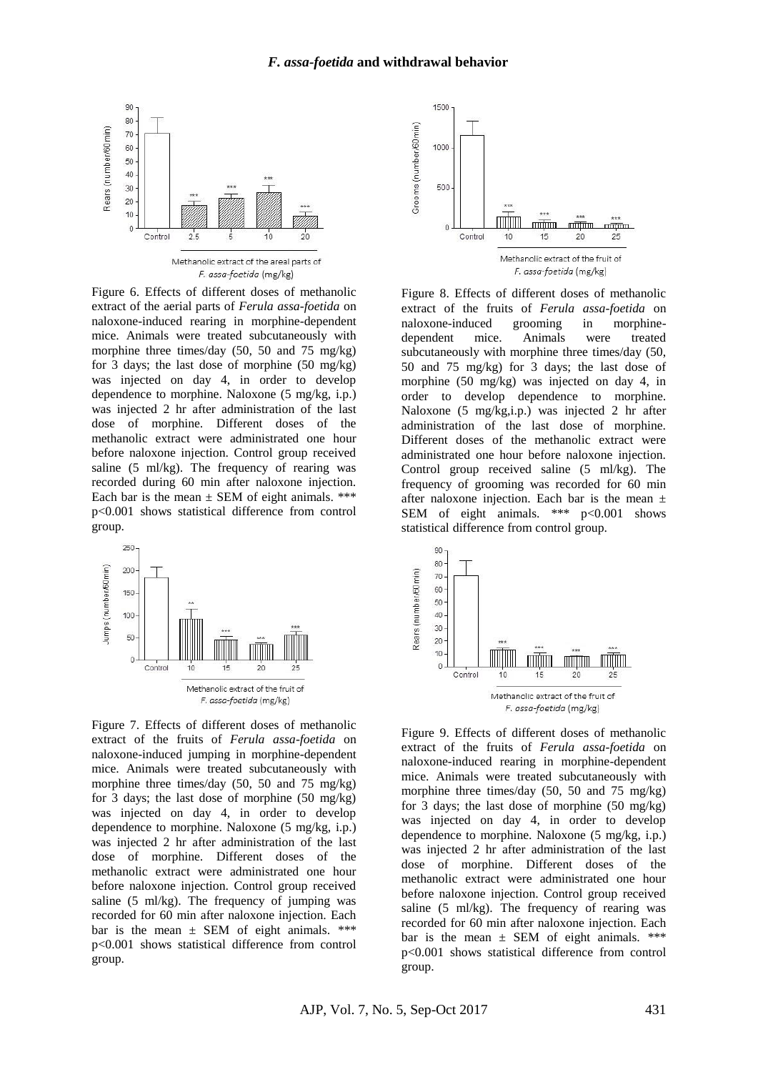Figure 6. Effects of different doses of methanolic extract of the aerial parts of *Ferula assa-foetida* on naloxone-induced rearing in morphine-dependent mice. Animals were treated subcutaneously with morphine three times/day (50, 50 and 75 mg/kg) for 3 days; the last dose of morphine (50 mg/kg) was injected on day 4, in order to develop dependence to morphine. Naloxone (5 mg/kg, i.p.) was injected 2 hr after administration of the last dose of morphine. Different doses of the methanolic extract were administrated one hour before naloxone injection. Control group received saline (5 ml/kg). The frequency of rearing was recorded during 60 min after naloxone injection. Each bar is the mean ± SEM of eight animals. *** p<0.001 shows statistical difference from control group.

Figure 7. Effects of different doses of methanolic extract of the fruits of *Ferula assa-foetida* on naloxone-induced jumping in morphine-dependent mice. Animals were treated subcutaneously with morphine three times/day (50, 50 and 75 mg/kg) for 3 days; the last dose of morphine (50 mg/kg) was injected on day 4, in order to develop dependence to morphine. Naloxone (5 mg/kg, i.p.) was injected 2 hr after administration of the last dose of morphine. Different doses of the methanolic extract were administrated one hour before naloxone injection. Control group received saline (5 ml/kg). The frequency of jumping was recorded for 60 min after naloxone injection. Each bar is the mean ± SEM of eight animals. *** p<0.001 shows statistical difference from control group.

Figure 8. Effects of different doses of methanolic extract of the fruits of *Ferula assa-foetida* on naloxone-induced grooming in morphine-dependent mice. Animals were treated subcutaneously with morphine three times/day (50, 50 and 75 mg/kg) for 3 days; the last dose of morphine (50 mg/kg) was injected on day 4, in order to develop dependence to morphine. Naloxone (5 mg/kg,i.p.) was injected 2 hr after administration of the last dose of morphine. Different doses of the methanolic extract were administrated one hour before naloxone injection. Control group received saline (5 ml/kg). The frequency of grooming was recorded for 60 min after naloxone injection. Each bar is the mean ± SEM of eight animals. *** p<0.001 shows statistical difference from control group.

Figure 9. Effects of different doses of methanolic extract of the fruits of *Ferula assa-foetida* on naloxone-induced rearing in morphine-dependent mice. Animals were treated subcutaneously with morphine three times/day (50, 50 and 75 mg/kg) for 3 days; the last dose of morphine (50 mg/kg) was injected on day 4, in order to develop dependence to morphine. Naloxone (5 mg/kg, i.p.) was injected 2 hr after administration of the last dose of morphine. Different doses of the methanolic extract were administrated one hour before naloxone injection. Control group received saline (5 ml/kg). The frequency of rearing was recorded for 60 min after naloxone injection. Each bar is the mean ± SEM of eight animals. *** p<0.001 shows statistical difference from control group.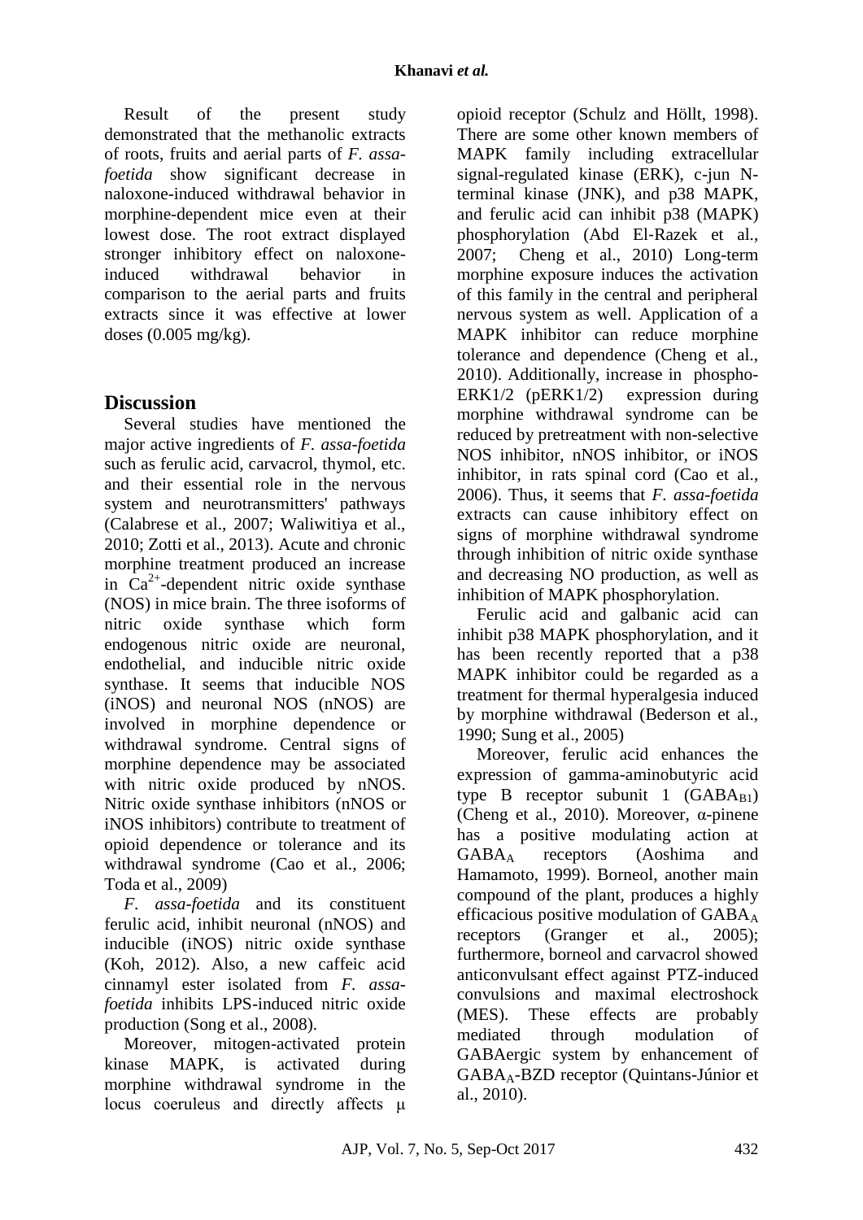Result of the present study demonstrated that the methanolic extracts of roots, fruits and aerial parts of *F. assa-foetida* show significant decrease in naloxone-induced withdrawal behavior in morphine-dependent mice even at their lowest dose. The root extract displayed stronger inhibitory effect on naloxone-induced withdrawal behavior in comparison to the aerial parts and fruits extracts since it was effective at lower doses (0.005 mg/kg).

## Discussion

Several studies have mentioned the major active ingredients of *F. assa-foetida* such as ferulic acid, carvacrol, thymol, etc. and their essential role in the nervous system and neurotransmitters' pathways (Calabrese et al., 2007; Waliwitiya et al., 2010; Zotti et al., 2013). Acute and chronic morphine treatment produced an increase in $Ca^{2+}$-dependent nitric oxide synthase (NOS) in mice brain. The three isoforms of nitric oxide synthase which form endogenous nitric oxide are neuronal, endothelial, and inducible nitric oxide synthase. It seems that inducible NOS (iNOS) and neuronal NOS (nNOS) are involved in morphine dependence or withdrawal syndrome. Central signs of morphine dependence may be associated with nitric oxide produced by nNOS. Nitric oxide synthase inhibitors (nNOS or iNOS inhibitors) contribute to treatment of opioid dependence or tolerance and its withdrawal syndrome (Cao et al., 2006; Toda et al., 2009)

*F. assa-foetida* and its constituent ferulic acid, inhibit neuronal (nNOS) and inducible (iNOS) nitric oxide synthase (Koh, 2012). Also, a new caffeic acid cinnamyl ester isolated from *F. assa-foetida* inhibits LPS-induced nitric oxide production (Song et al., 2008).

Moreover, mitogen-activated protein kinase MAPK, is activated during morphine withdrawal syndrome in the locus coeruleus and directly affects μ opioid receptor (Schulz and Höllt, 1998). There are some other known members of MAPK family including extracellular signal-regulated kinase (ERK), c-jun N-terminal kinase (JNK), and p38 MAPK, and ferulic acid can inhibit p38 (MAPK) phosphorylation (Abd El-Razek et al., 2007; Cheng et al., 2010) Long-term morphine exposure induces the activation of this family in the central and peripheral nervous system as well. Application of a MAPK inhibitor can reduce morphine tolerance and dependence (Cheng et al., 2010). Additionally, increase in phospho-ERK1/2 (pERK1/2) expression during morphine withdrawal syndrome can be reduced by pretreatment with non-selective NOS inhibitor, nNOS inhibitor, or iNOS inhibitor, in rats spinal cord (Cao et al., 2006). Thus, it seems that *F. assa-foetida* extracts can cause inhibitory effect on signs of morphine withdrawal syndrome through inhibition of nitric oxide synthase and decreasing NO production, as well as inhibition of MAPK phosphorylation.

Ferulic acid and galbanic acid can inhibit p38 MAPK phosphorylation, and it has been recently reported that a p38 MAPK inhibitor could be regarded as a treatment for thermal hyperalgesia induced by morphine withdrawal (Bederson et al., 1990; Sung et al., 2005)

Moreover, ferulic acid enhances the expression of gamma-aminobutyric acid type B receptor subunit 1 ($GABA_{B1}$) (Cheng et al., 2010). Moreover, α-pinene has a positive modulating action at $GABA_A$ receptors (Aoshima and Hamamoto, 1999). Borneol, another main compound of the plant, produces a highly efficacious positive modulation of $GABA_A$ receptors (Granger et al., 2005); furthermore, borneol and carvacrol showed anticonvulsant effect against PTZ-induced convulsions and maximal electroshock (MES). These effects are probably mediated through modulation of GABAergic system by enhancement of $GABA_A$-BZD receptor (Quintans-Júnior et al., 2010).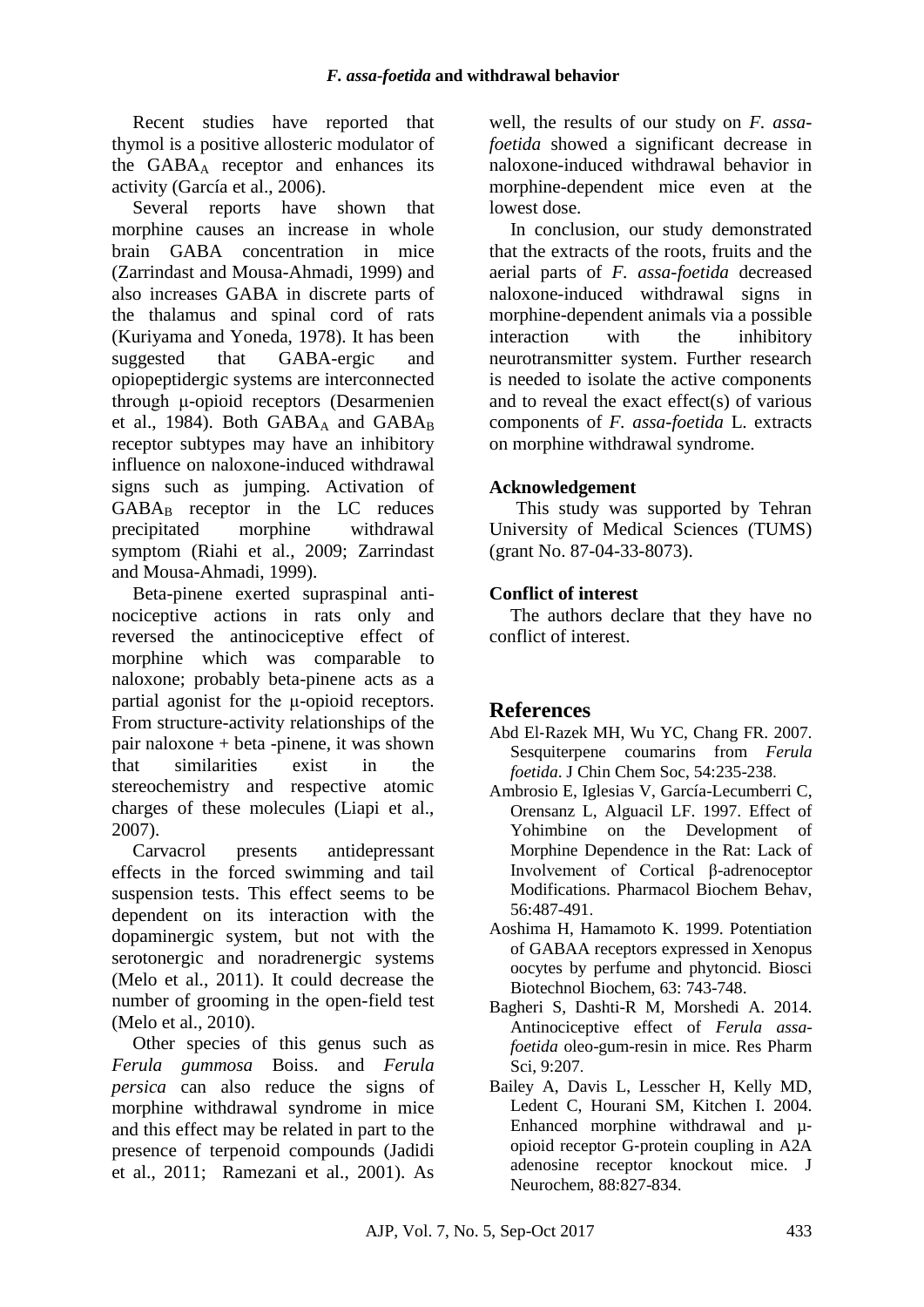Recent studies have reported that thymol is a positive allosteric modulator of the $GABA_A$ receptor and enhances its activity (García et al., 2006).

Several reports have shown that morphine causes an increase in whole brain GABA concentration in mice (Zarrindast and Mousa-Ahmadi, 1999) and also increases GABA in discrete parts of the thalamus and spinal cord of rats (Kuriyama and Yoneda, 1978). It has been suggested that GABA-ergic and opiopeptidergic systems are interconnected through μ-opioid receptors (Desarmenien et al., 1984). Both $GABA_A$ and $GABA_B$ receptor subtypes may have an inhibitory influence on naloxone-induced withdrawal signs such as jumping. Activation of $GABA_B$ receptor in the LC reduces precipitated morphine withdrawal symptom (Riahi et al., 2009; Zarrindast and Mousa-Ahmadi, 1999).

Beta-pinene exerted supraspinal anti-nociceptive actions in rats only and reversed the antinociceptive effect of morphine which was comparable to naloxone; probably beta-pinene acts as a partial agonist for the μ-opioid receptors. From structure-activity relationships of the pair naloxone + beta -pinene, it was shown that similarities exist in the stereochemistry and respective atomic charges of these molecules (Liapi et al., 2007).

Carvacrol presents antidepressant effects in the forced swimming and tail suspension tests. This effect seems to be dependent on its interaction with the dopaminergic system, but not with the serotonergic and noradrenergic systems (Melo et al., 2011). It could decrease the number of grooming in the open-field test (Melo et al., 2010).

Other species of this genus such as *Ferula gummosa* Boiss. and *Ferula persica* can also reduce the signs of morphine withdrawal syndrome in mice and this effect may be related in part to the presence of terpenoid compounds (Jadidi et al., 2011; Ramezani et al., 2001). As well, the results of our study on *F. assa-foetida* showed a significant decrease in naloxone-induced withdrawal behavior in morphine-dependent mice even at the lowest dose.

In conclusion, our study demonstrated that the extracts of the roots, fruits and the aerial parts of *F. assa-foetida* decreased naloxone-induced withdrawal signs in morphine-dependent animals via a possible interaction with the inhibitory neurotransmitter system. Further research is needed to isolate the active components and to reveal the exact effect(s) of various components of *F. assa-foetida* L. extracts on morphine withdrawal syndrome.

### Acknowledgement

This study was supported by Tehran University of Medical Sciences (TUMS) (grant No. 87-04-33-8073).

### Conflict of interest

The authors declare that they have no conflict of interest.

## References

Abd El-Razek MH, Wu YC, Chang FR. 2007. Sesquiterpene coumarins from *Ferula foetida*. J Chin Chem Soc, 54:235-238.

Ambrosio E, Iglesias V, García-Lecumberri C, Orensanz L, Alguacil LF. 1997. Effect of Yohimbine on the Development of Morphine Dependence in the Rat: Lack of Involvement of Cortical β-adrenoceptor Modifications. Pharmacol Biochem Behav, 56:487-491.

Aoshima H, Hamamoto K. 1999. Potentiation of GABAA receptors expressed in Xenopus oocytes by perfume and phytoncid. Biosci Biotechnol Biochem, 63: 743-748.

Bagheri S, Dashti-R M, Morshedi A. 2014. Antinociceptive effect of *Ferula assa-foetida* oleo-gum-resin in mice. Res Pharm Sci, 9:207.

Bailey A, Davis L, Lesscher H, Kelly MD, Ledent C, Hourani SM, Kitchen I. 2004. Enhanced morphine withdrawal and μ-opioid receptor G-protein coupling in A2A adenosine receptor knockout mice. J Neurochem, 88:827-834.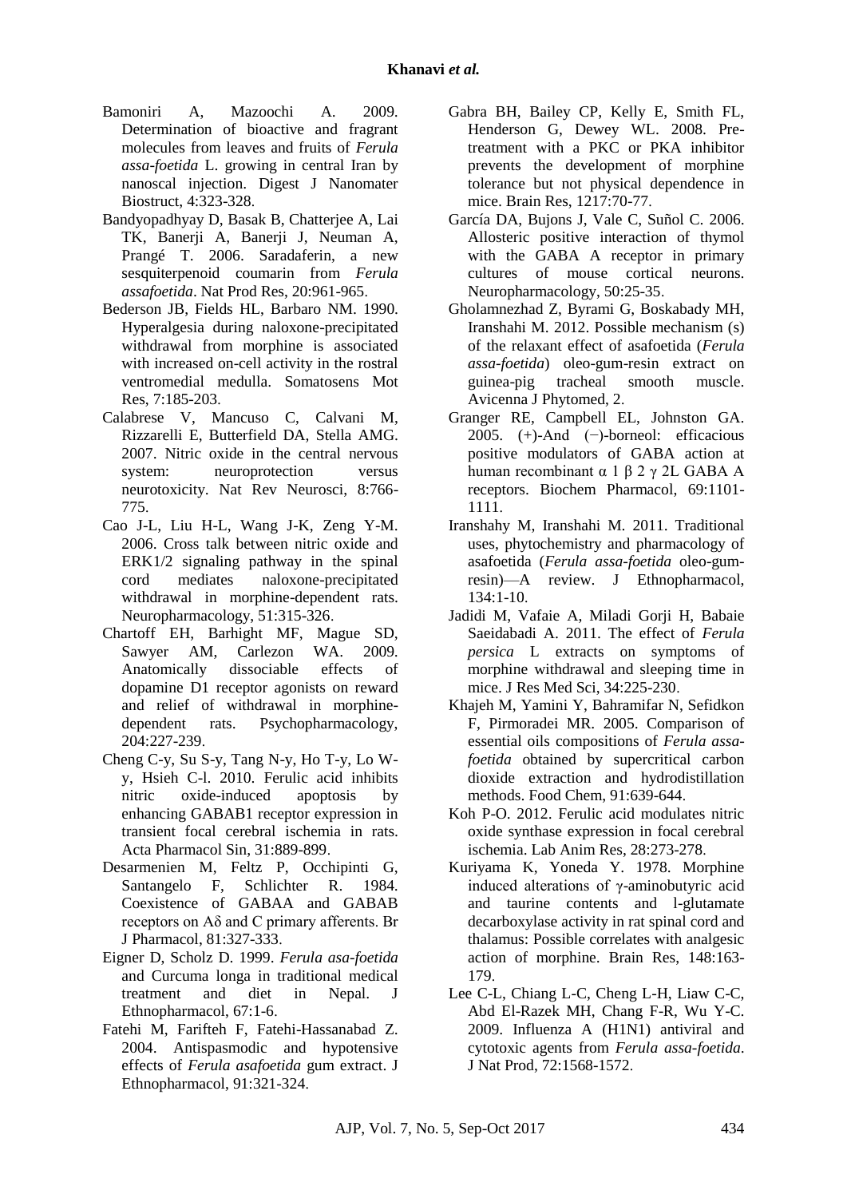Bamoniri A, Mazoochi A. 2009. Determination of bioactive and fragrant molecules from leaves and fruits of *Ferula assa-foetida* L. growing in central Iran by nanoscal injection. Digest J Nanomater Biostruct, 4:323-328.

Bandyopadhyay D, Basak B, Chatterjee A, Lai TK, Banerji A, Banerji J, Neuman A, Prangé T. 2006. Saradaferin, a new sesquiterpenoid coumarin from *Ferula assafoetida*. Nat Prod Res, 20:961-965.

Bederson JB, Fields HL, Barbaro NM. 1990. Hyperalgesia during naloxone-precipitated withdrawal from morphine is associated with increased on-cell activity in the rostral ventromedial medulla. Somatosens Mot Res, 7:185-203.

Calabrese V, Mancuso C, Calvani M, Rizzarelli E, Butterfield DA, Stella AMG. 2007. Nitric oxide in the central nervous system: neuroprotection versus neurotoxicity. Nat Rev Neurosci, 8:766-775.

Cao J-L, Liu H-L, Wang J-K, Zeng Y-M. 2006. Cross talk between nitric oxide and ERK1/2 signaling pathway in the spinal cord mediates naloxone-precipitated withdrawal in morphine-dependent rats. Neuropharmacology, 51:315-326.

Chartoff EH, Barhight MF, Mague SD, Sawyer AM, Carlezon WA. 2009. Anatomically dissociable effects of dopamine D1 receptor agonists on reward and relief of withdrawal in morphine-dependent rats. Psychopharmacology, 204:227-239.

Cheng C-y, Su S-y, Tang N-y, Ho T-y, Lo W-y, Hsieh C-l. 2010. Ferulic acid inhibits nitric oxide-induced apoptosis by enhancing GABAB1 receptor expression in transient focal cerebral ischemia in rats. Acta Pharmacol Sin, 31:889-899.

Desarmenien M, Feltz P, Occhipinti G, Santangelo F, Schlichter R. 1984. Coexistence of GABAA and GABAB receptors on Aδ and C primary afferents. Br J Pharmacol, 81:327-333.

Eigner D, Scholz D. 1999. *Ferula asa-foetida* and Curcuma longa in traditional medical treatment and diet in Nepal. J Ethnopharmacol, 67:1-6.

Fatehi M, Farifteh F, Fatehi-Hassanabad Z. 2004. Antispasmodic and hypotensive effects of *Ferula asafoetida* gum extract. J Ethnopharmacol, 91:321-324.

Gabra BH, Bailey CP, Kelly E, Smith FL, Henderson G, Dewey WL. 2008. Pre-treatment with a PKC or PKA inhibitor prevents the development of morphine tolerance but not physical dependence in mice. Brain Res, 1217:70-77.

García DA, Bujons J, Vale C, Suñol C. 2006. Allosteric positive interaction of thymol with the GABA A receptor in primary cultures of mouse cortical neurons. Neuropharmacology, 50:25-35.

Gholamnezhad Z, Byrami G, Boskabady MH, Iranshahi M. 2012. Possible mechanism (s) of the relaxant effect of asafoetida (*Ferula assa-foetida*) oleo-gum-resin extract on guinea-pig tracheal smooth muscle. Avicenna J Phytomed, 2.

Granger RE, Campbell EL, Johnston GA. 2005. (+)-And (−)-borneol: efficacious positive modulators of GABA action at human recombinant α 1 β 2 γ 2L GABA A receptors. Biochem Pharmacol, 69:1101-1111.

Iranshahy M, Iranshahi M. 2011. Traditional uses, phytochemistry and pharmacology of asafoetida (*Ferula assa-foetida* oleo-gum-resin)—A review. J Ethnopharmacol, 134:1-10.

Jadidi M, Vafaie A, Miladi Gorji H, Babaie Saeidabadi A. 2011. The effect of *Ferula persica* L extracts on symptoms of morphine withdrawal and sleeping time in mice. J Res Med Sci, 34:225-230.

Khajeh M, Yamini Y, Bahramifar N, Sefidkon F, Pirmoradei MR. 2005. Comparison of essential oils compositions of *Ferula assa-foetida* obtained by supercritical carbon dioxide extraction and hydrodistillation methods. Food Chem, 91:639-644.

Koh P-O. 2012. Ferulic acid modulates nitric oxide synthase expression in focal cerebral ischemia. Lab Anim Res, 28:273-278.

Kuriyama K, Yoneda Y. 1978. Morphine induced alterations of γ-aminobutyric acid and taurine contents and l-glutamate decarboxylase activity in rat spinal cord and thalamus: Possible correlates with analgesic action of morphine. Brain Res, 148:163-179.

Lee C-L, Chiang L-C, Cheng L-H, Liaw C-C, Abd El-Razek MH, Chang F-R, Wu Y-C. 2009. Influenza A (H1N1) antiviral and cytotoxic agents from *Ferula assa-foetida*. J Nat Prod, 72:1568-1572.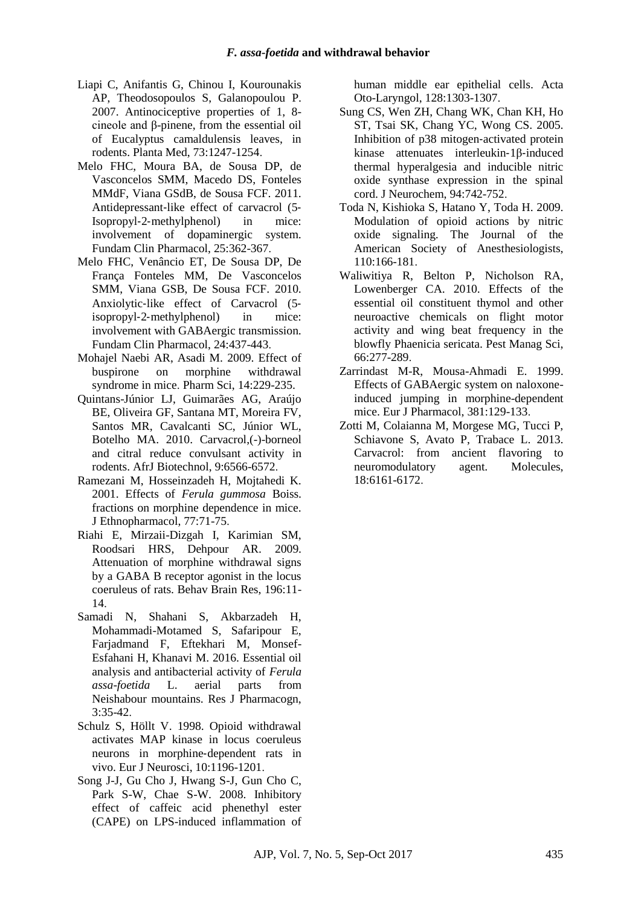Liapi C, Anifantis G, Chinou I, Kourounakis AP, Theodosopoulos S, Galanopoulou P. 2007. Antinociceptive properties of 1, 8-cineole and β-pinene, from the essential oil of Eucalyptus camaldulensis leaves, in rodents. Planta Med, 73:1247-1254.

Melo FHC, Moura BA, de Sousa DP, de Vasconcelos SMM, Macedo DS, Fonteles MMdF, Viana GSdB, de Sousa FCF. 2011. Antidepressant-like effect of carvacrol (5-Isopropyl-2-methylphenol) in mice: involvement of dopaminergic system. Fundam Clin Pharmacol, 25:362-367.

Melo FHC, Venâncio ET, De Sousa DP, De França Fonteles MM, De Vasconcelos SMM, Viana GSB, De Sousa FCF. 2010. Anxiolytic-like effect of Carvacrol (5-isopropyl-2-methylphenol) in mice: involvement with GABAergic transmission. Fundam Clin Pharmacol, 24:437-443.

Mohajel Naebi AR, Asadi M. 2009. Effect of buspirone on morphine withdrawal syndrome in mice. Pharm Sci, 14:229-235.

Quintans-Júnior LJ, Guimarães AG, Araújo BE, Oliveira GF, Santana MT, Moreira FV, Santos MR, Cavalcanti SC, Júnior WL, Botelho MA. 2010. Carvacrol,(-)-borneol and citral reduce convulsant activity in rodents. AfrJ Biotechnol, 9:6566-6572.

Ramezani M, Hosseinzadeh H, Mojtahedi K. 2001. Effects of *Ferula gummosa* Boiss. fractions on morphine dependence in mice. J Ethnopharmacol, 77:71-75.

Riahi E, Mirzaii-Dizgah I, Karimian SM, Roodsari HRS, Dehpour AR. 2009. Attenuation of morphine withdrawal signs by a GABA B receptor agonist in the locus coeruleus of rats. Behav Brain Res, 196:11-14.

Samadi N, Shahani S, Akbarzadeh H, Mohammadi-Motamed S, Safaripour E, Farjadmand F, Eftekhari M, Monsef-Esfahani H, Khanavi M. 2016. Essential oil analysis and antibacterial activity of *Ferula assa-foetida* L. aerial parts from Neishabour mountains. Res J Pharmacogn, 3:35-42.

Schulz S, Höllt V. 1998. Opioid withdrawal activates MAP kinase in locus coeruleus neurons in morphine-dependent rats in vivo. Eur J Neurosci, 10:1196-1201.

Song J-J, Gu Cho J, Hwang S-J, Gun Cho C, Park S-W, Chae S-W. 2008. Inhibitory effect of caffeic acid phenethyl ester (CAPE) on LPS-induced inflammation of human middle ear epithelial cells. Acta Oto-Laryngol, 128:1303-1307.

Sung CS, Wen ZH, Chang WK, Chan KH, Ho ST, Tsai SK, Chang YC, Wong CS. 2005. Inhibition of p38 mitogen-activated protein kinase attenuates interleukin-1β-induced thermal hyperalgesia and inducible nitric oxide synthase expression in the spinal cord. J Neurochem, 94:742-752.

Toda N, Kishioka S, Hatano Y, Toda H. 2009. Modulation of opioid actions by nitric oxide signaling. The Journal of the American Society of Anesthesiologists, 110:166-181.

Waliwitiya R, Belton P, Nicholson RA, Lowenberger CA. 2010. Effects of the essential oil constituent thymol and other neuroactive chemicals on flight motor activity and wing beat frequency in the blowfly Phaenicia sericata. Pest Manag Sci, 66:277-289.

Zarrindast M-R, Mousa-Ahmadi E. 1999. Effects of GABAergic system on naloxone-induced jumping in morphine-dependent mice. Eur J Pharmacol, 381:129-133.

Zotti M, Colaianna M, Morgese MG, Tucci P, Schiavone S, Avato P, Trabace L. 2013. Carvacrol: from ancient flavoring to neuromodulatory agent. Molecules, 18:6161-6172.